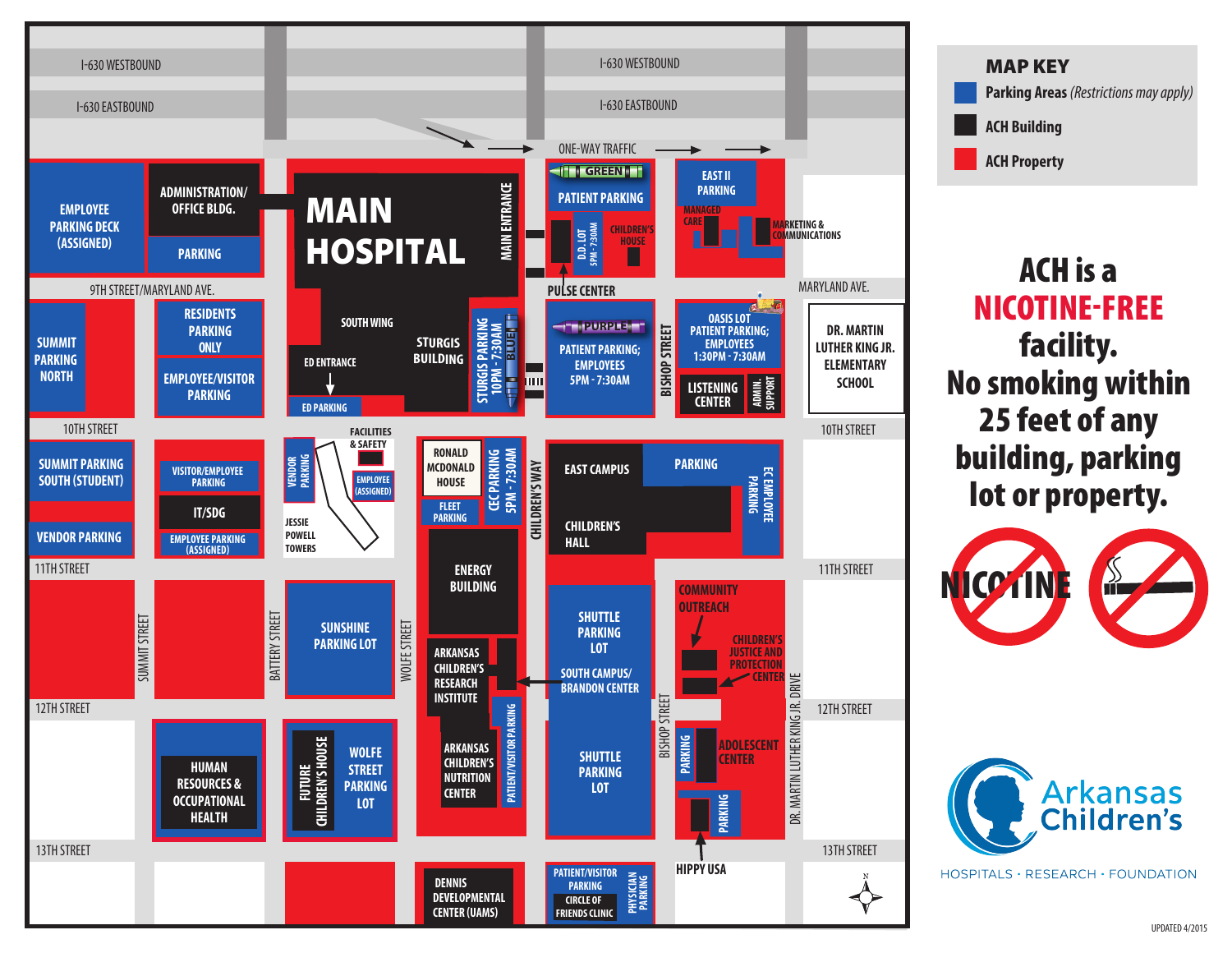## MAP KEY

- Parking Areas *(Restrictions may apply)*
- ACH Building
- ACH Property

I-630 WESTBOUND
I-630 EASTBOUND
I-630 WESTBOUND
I-630 EASTBOUND
ONE-WAY TRAFFIC

EMPLOYEE PARKING DECK (ASSIGNED)
ADMINISTRATION/ OFFICE BLDG.
PARKING
MAIN HOSPITAL
MAIN ENTRANCE
GREEN
PATIENT PARKING
D.D. LOT 5PM - 7:30AM
CHILDREN'S HOUSE
EAST II PARKING
MANAGED CARE
MARKETING & COMMUNICATIONS
9TH STREET/MARYLAND AVE.
PULSE CENTER
MARYLAND AVE.
SUMMIT PARKING NORTH
RESIDENTS PARKING ONLY
EMPLOYEE/VISITOR PARKING
SOUTH WING
ED ENTRANCE
ED PARKING
STURGIS BUILDING
STURGIS PARKING 10PM - 7:30AM
BLUE
PURPLE
PATIENT PARKING; EMPLOYEES 5PM - 7:30AM
BISHOP STREET
OASIS LOT PATIENT PARKING; EMPLOYEES 1:30PM - 7:30AM
LISTENING CENTER
ADMIN. SUPPORT
DR. MARTIN LUTHER KING JR. ELEMENTARY SCHOOL
10TH STREET
10TH STREET
SUMMIT PARKING SOUTH (STUDENT)
VISITOR/EMPLOYEE PARKING
IT/SDG
EMPLOYEE PARKING (ASSIGNED)
VENDOR PARKING
VENDOR PARKING
FACILITIES & SAFETY
EMPLOYEE (ASSIGNED)
JESSIE POWELL TOWERS
RONALD MCDONALD HOUSE
FLEET PARKING
CEC PARKING 5PM - 7:30AM
CHILDREN'S WAY
EAST CAMPUS
PARKING
CHILDREN'S HALL
EC EMPLOYEE PARKING
11TH STREET
11TH STREET
ENERGY BUILDING
SUMMIT STREET
BATTERY STREET
SUNSHINE PARKING LOT
WOLFE STREET
ARKANSAS CHILDREN'S RESEARCH INSTITUTE
SHUTTLE PARKING LOT
SOUTH CAMPUS/ BRANDON CENTER
COMMUNITY OUTREACH
CHILDREN'S JUSTICE AND PROTECTION CENTER
12TH STREET
12TH STREET
HUMAN RESOURCES & OCCUPATIONAL HEALTH
FUTURE CHILDREN'S HOUSE
WOLFE STREET PARKING LOT
ARKANSAS CHILDREN'S NUTRITION CENTER
PATIENT/VISITOR PARKING
SHUTTLE PARKING LOT
BISHOP STREET
PARKING
ADOLESCENT CENTER
PARKING
DR. MARTIN LUTHER KING JR. DRIVE
13TH STREET
13TH STREET
DENNIS DEVELOPMENTAL CENTER (UAMS)
PATIENT/VISITOR PARKING
CIRCLE OF FRIENDS CLINIC
PHYSICIAN PARKING
HIPPY USA
N

# ACH is a NICOTINE-FREE facility.

# No smoking within 25 feet of any building, parking lot or property.

NICOTINE

Arkansas Children's
HOSPITALS · RESEARCH · FOUNDATION

UPDATED 4/2015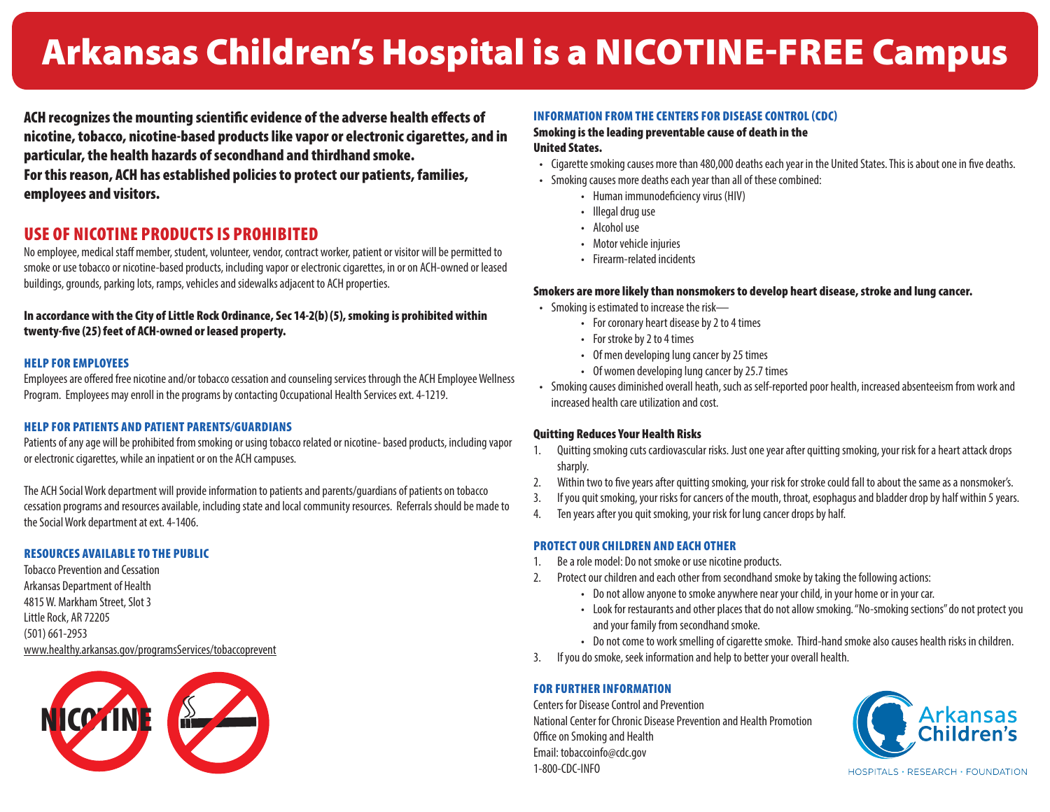# Arkansas Children's Hospital is a NICOTINE-FREE Campus

**ACH recognizes the mounting scientific evidence of the adverse health effects of nicotine, tobacco, nicotine-based products like vapor or electronic cigarettes, and in particular, the health hazards of secondhand and thirdhand smoke.**
**For this reason, ACH has established policies to protect our patients, families, employees and visitors.**

## USE OF NICOTINE PRODUCTS IS PROHIBITED

No employee, medical staff member, student, volunteer, vendor, contract worker, patient or visitor will be permitted to smoke or use tobacco or nicotine-based products, including vapor or electronic cigarettes, in or on ACH-owned or leased buildings, grounds, parking lots, ramps, vehicles and sidewalks adjacent to ACH properties.

**In accordance with the City of Little Rock Ordinance, Sec 14-2(b) (5), smoking is prohibited within twenty-five (25) feet of ACH-owned or leased property.**

### HELP FOR EMPLOYEES

Employees are offered free nicotine and/or tobacco cessation and counseling services through the ACH Employee Wellness Program. Employees may enroll in the programs by contacting Occupational Health Services ext. 4-1219.

### HELP FOR PATIENTS AND PATIENT PARENTS/GUARDIANS

Patients of any age will be prohibited from smoking or using tobacco related or nicotine- based products, including vapor or electronic cigarettes, while an inpatient or on the ACH campuses.

The ACH Social Work department will provide information to patients and parents/guardians of patients on tobacco cessation programs and resources available, including state and local community resources. Referrals should be made to the Social Work department at ext. 4-1406.

### RESOURCES AVAILABLE TO THE PUBLIC

Tobacco Prevention and Cessation
Arkansas Department of Health
4815 W. Markham Street, Slot 3
Little Rock, AR 72205
(501) 661-2953
www.healthy.arkansas.gov/programsServices/tobaccoprevent

### INFORMATION FROM THE CENTERS FOR DISEASE CONTROL (CDC)

**Smoking is the leading preventable cause of death in the United States.**

- Cigarette smoking causes more than 480,000 deaths each year in the United States. This is about one in five deaths.
- Smoking causes more deaths each year than all of these combined:
  - Human immunodeficiency virus (HIV)
  - Illegal drug use
  - Alcohol use
  - Motor vehicle injuries
  - Firearm-related incidents

**Smokers are more likely than nonsmokers to develop heart disease, stroke and lung cancer.**

- Smoking is estimated to increase the risk—
  - For coronary heart disease by 2 to 4 times
  - For stroke by 2 to 4 times
  - Of men developing lung cancer by 25 times
  - Of women developing lung cancer by 25.7 times
- Smoking causes diminished overall heath, such as self-reported poor health, increased absenteeism from work and increased health care utilization and cost.

**Quitting Reduces Your Health Risks**

1. Quitting smoking cuts cardiovascular risks. Just one year after quitting smoking, your risk for a heart attack drops sharply.
2. Within two to five years after quitting smoking, your risk for stroke could fall to about the same as a nonsmoker's.
3. If you quit smoking, your risks for cancers of the mouth, throat, esophagus and bladder drop by half within 5 years.
4. Ten years after you quit smoking, your risk for lung cancer drops by half.

### PROTECT OUR CHILDREN AND EACH OTHER

1. Be a role model: Do not smoke or use nicotine products.
2. Protect our children and each other from secondhand smoke by taking the following actions:
   - Do not allow anyone to smoke anywhere near your child, in your home or in your car.
   - Look for restaurants and other places that do not allow smoking. "No-smoking sections" do not protect you and your family from secondhand smoke.
   - Do not come to work smelling of cigarette smoke. Third-hand smoke also causes health risks in children.
3. If you do smoke, seek information and help to better your overall health.

### FOR FURTHER INFORMATION

Centers for Disease Control and Prevention
National Center for Chronic Disease Prevention and Health Promotion
Office on Smoking and Health
Email: tobaccoinfo@cdc.gov
1-800-CDC-INFO

Arkansas Children's
HOSPITALS · RESEARCH · FOUNDATION